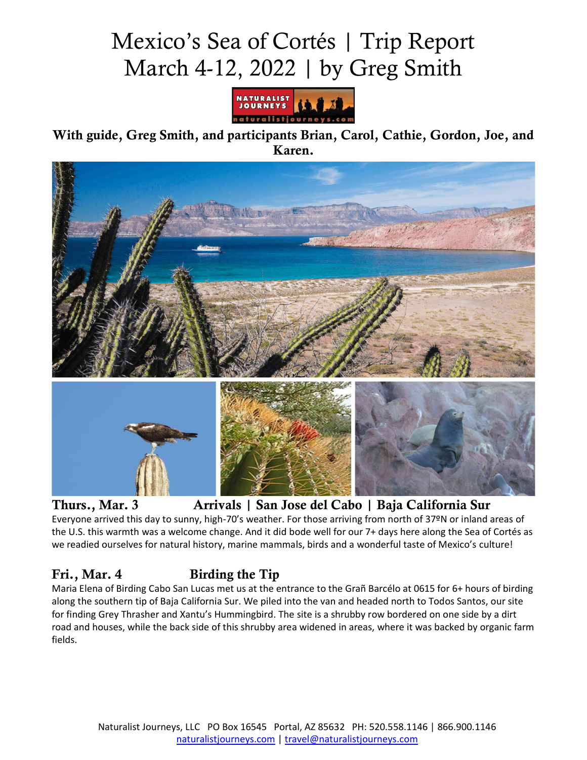# Mexico's Sea of Cortés | Trip Report
# March 4-12, 2022 | by Greg Smith

**With guide, Greg Smith, and participants Brian, Carol, Cathie, Gordon, Joe, and Karen.**

## Thurs., Mar. 3 Arrivals | San Jose del Cabo | Baja California Sur

Everyone arrived this day to sunny, high-70's weather. For those arriving from north of 37ºN or inland areas of the U.S. this warmth was a welcome change. And it did bode well for our 7+ days here along the Sea of Cortés as we readied ourselves for natural history, marine mammals, birds and a wonderful taste of Mexico's culture!

## Fri., Mar. 4 Birding the Tip

Maria Elena of Birding Cabo San Lucas met us at the entrance to the Grañ Barcélo at 0615 for 6+ hours of birding along the southern tip of Baja California Sur. We piled into the van and headed north to Todos Santos, our site for finding Grey Thrasher and Xantu's Hummingbird. The site is a shrubby row bordered on one side by a dirt road and houses, while the back side of this shrubby area widened in areas, where it was backed by organic farm fields.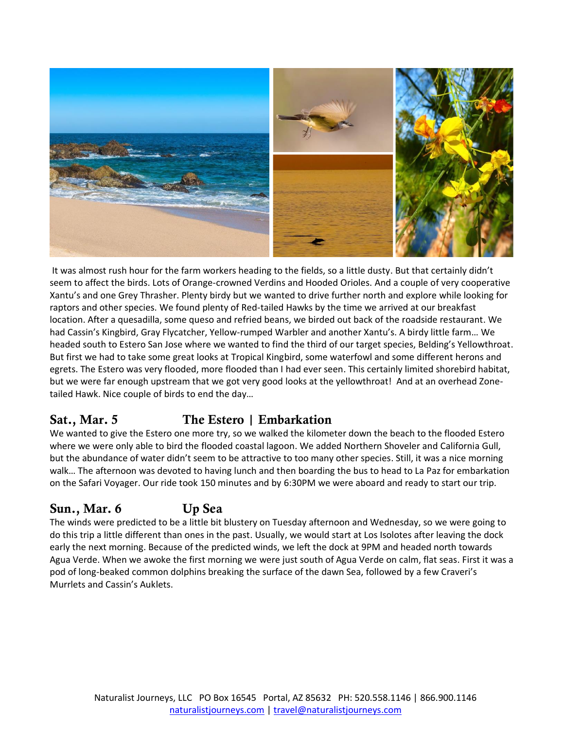It was almost rush hour for the farm workers heading to the fields, so a little dusty. But that certainly didn't seem to affect the birds. Lots of Orange-crowned Verdins and Hooded Orioles. And a couple of very cooperative Xantu's and one Grey Thrasher. Plenty birdy but we wanted to drive further north and explore while looking for raptors and other species. We found plenty of Red-tailed Hawks by the time we arrived at our breakfast location. After a quesadilla, some queso and refried beans, we birded out back of the roadside restaurant. We had Cassin's Kingbird, Gray Flycatcher, Yellow-rumped Warbler and another Xantu's. A birdy little farm… We headed south to Estero San Jose where we wanted to find the third of our target species, Belding's Yellowthroat. But first we had to take some great looks at Tropical Kingbird, some waterfowl and some different herons and egrets. The Estero was very flooded, more flooded than I had ever seen. This certainly limited shorebird habitat, but we were far enough upstream that we got very good looks at the yellowthroat! And at an overhead Zone-tailed Hawk. Nice couple of birds to end the day…

## Sat., Mar. 5 The Estero | Embarkation

We wanted to give the Estero one more try, so we walked the kilometer down the beach to the flooded Estero where we were only able to bird the flooded coastal lagoon. We added Northern Shoveler and California Gull, but the abundance of water didn't seem to be attractive to too many other species. Still, it was a nice morning walk… The afternoon was devoted to having lunch and then boarding the bus to head to La Paz for embarkation on the Safari Voyager. Our ride took 150 minutes and by 6:30PM we were aboard and ready to start our trip.

## Sun., Mar. 6 Up Sea

The winds were predicted to be a little bit blustery on Tuesday afternoon and Wednesday, so we were going to do this trip a little different than ones in the past. Usually, we would start at Los Isolotes after leaving the dock early the next morning. Because of the predicted winds, we left the dock at 9PM and headed north towards Agua Verde. When we awoke the first morning we were just south of Agua Verde on calm, flat seas. First it was a pod of long-beaked common dolphins breaking the surface of the dawn Sea, followed by a few Craveri's Murrelets and Cassin's Auklets.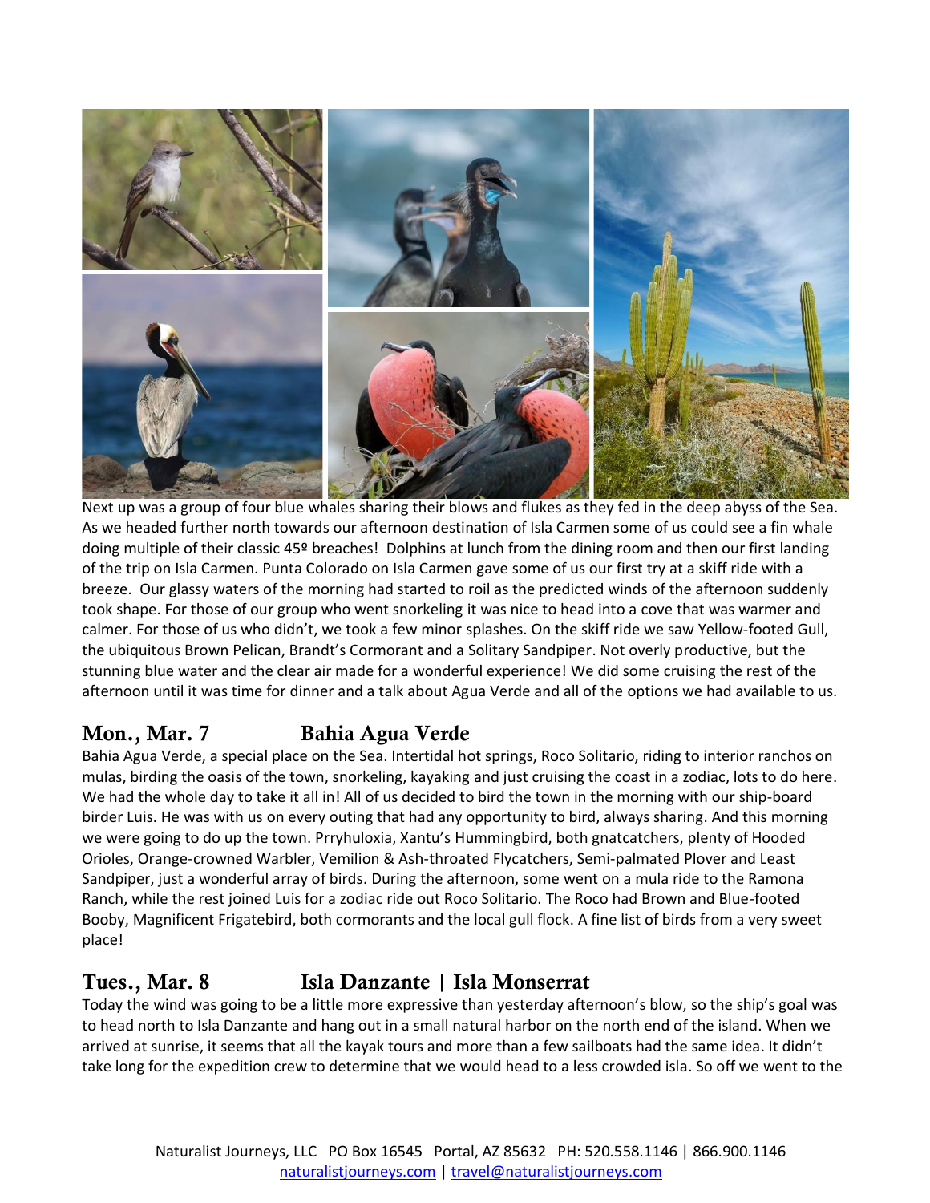Next up was a group of four blue whales sharing their blows and flukes as they fed in the deep abyss of the Sea. As we headed further north towards our afternoon destination of Isla Carmen some of us could see a fin whale doing multiple of their classic 45º breaches! Dolphins at lunch from the dining room and then our first landing of the trip on Isla Carmen. Punta Colorado on Isla Carmen gave some of us our first try at a skiff ride with a breeze. Our glassy waters of the morning had started to roil as the predicted winds of the afternoon suddenly took shape. For those of our group who went snorkeling it was nice to head into a cove that was warmer and calmer. For those of us who didn't, we took a few minor splashes. On the skiff ride we saw Yellow-footed Gull, the ubiquitous Brown Pelican, Brandt's Cormorant and a Solitary Sandpiper. Not overly productive, but the stunning blue water and the clear air made for a wonderful experience! We did some cruising the rest of the afternoon until it was time for dinner and a talk about Agua Verde and all of the options we had available to us.

## Mon., Mar. 7 Bahia Agua Verde

Bahia Agua Verde, a special place on the Sea. Intertidal hot springs, Roco Solitario, riding to interior ranchos on mulas, birding the oasis of the town, snorkeling, kayaking and just cruising the coast in a zodiac, lots to do here. We had the whole day to take it all in! All of us decided to bird the town in the morning with our ship-board birder Luis. He was with us on every outing that had any opportunity to bird, always sharing. And this morning we were going to do up the town. Prryhuloxia, Xantu's Hummingbird, both gnatcatchers, plenty of Hooded Orioles, Orange-crowned Warbler, Vemilion & Ash-throated Flycatchers, Semi-palmated Plover and Least Sandpiper, just a wonderful array of birds. During the afternoon, some went on a mula ride to the Ramona Ranch, while the rest joined Luis for a zodiac ride out Roco Solitario. The Roco had Brown and Blue-footed Booby, Magnificent Frigatebird, both cormorants and the local gull flock. A fine list of birds from a very sweet place!

## Tues., Mar. 8 Isla Danzante | Isla Monserrat

Today the wind was going to be a little more expressive than yesterday afternoon's blow, so the ship's goal was to head north to Isla Danzante and hang out in a small natural harbor on the north end of the island. When we arrived at sunrise, it seems that all the kayak tours and more than a few sailboats had the same idea. It didn't take long for the expedition crew to determine that we would head to a less crowded isla. So off we went to the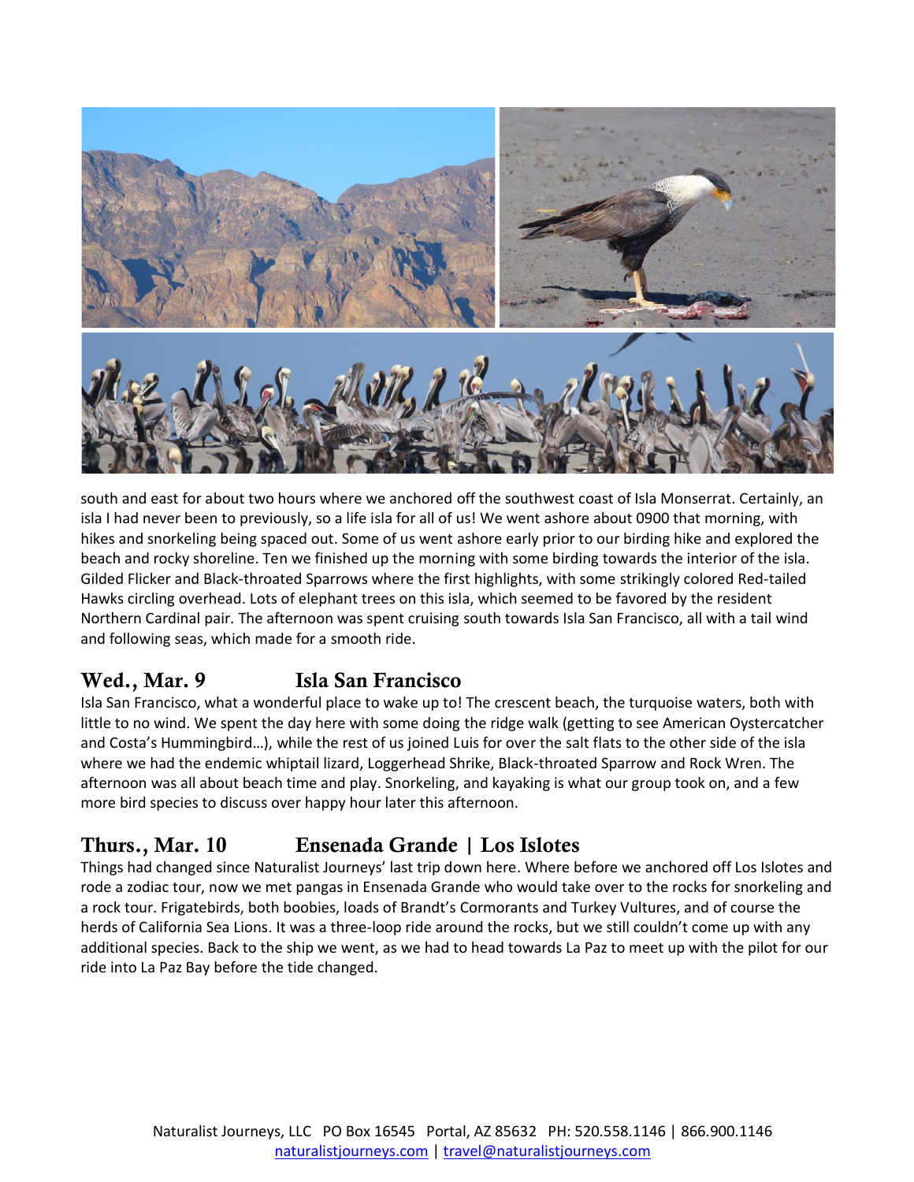south and east for about two hours where we anchored off the southwest coast of Isla Monserrat. Certainly, an isla I had never been to previously, so a life isla for all of us! We went ashore about 0900 that morning, with hikes and snorkeling being spaced out. Some of us went ashore early prior to our birding hike and explored the beach and rocky shoreline. Ten we finished up the morning with some birding towards the interior of the isla. Gilded Flicker and Black-throated Sparrows where the first highlights, with some strikingly colored Red-tailed Hawks circling overhead. Lots of elephant trees on this isla, which seemed to be favored by the resident Northern Cardinal pair. The afternoon was spent cruising south towards Isla San Francisco, all with a tail wind and following seas, which made for a smooth ride.

## Wed., Mar. 9 Isla San Francisco

Isla San Francisco, what a wonderful place to wake up to! The crescent beach, the turquoise waters, both with little to no wind. We spent the day here with some doing the ridge walk (getting to see American Oystercatcher and Costa's Hummingbird…), while the rest of us joined Luis for over the salt flats to the other side of the isla where we had the endemic whiptail lizard, Loggerhead Shrike, Black-throated Sparrow and Rock Wren. The afternoon was all about beach time and play. Snorkeling, and kayaking is what our group took on, and a few more bird species to discuss over happy hour later this afternoon.

## Thurs., Mar. 10 Ensenada Grande | Los Islotes

Things had changed since Naturalist Journeys' last trip down here. Where before we anchored off Los Islotes and rode a zodiac tour, now we met pangas in Ensenada Grande who would take over to the rocks for snorkeling and a rock tour. Frigatebirds, both boobies, loads of Brandt's Cormorants and Turkey Vultures, and of course the herds of California Sea Lions. It was a three-loop ride around the rocks, but we still couldn't come up with any additional species. Back to the ship we went, as we had to head towards La Paz to meet up with the pilot for our ride into La Paz Bay before the tide changed.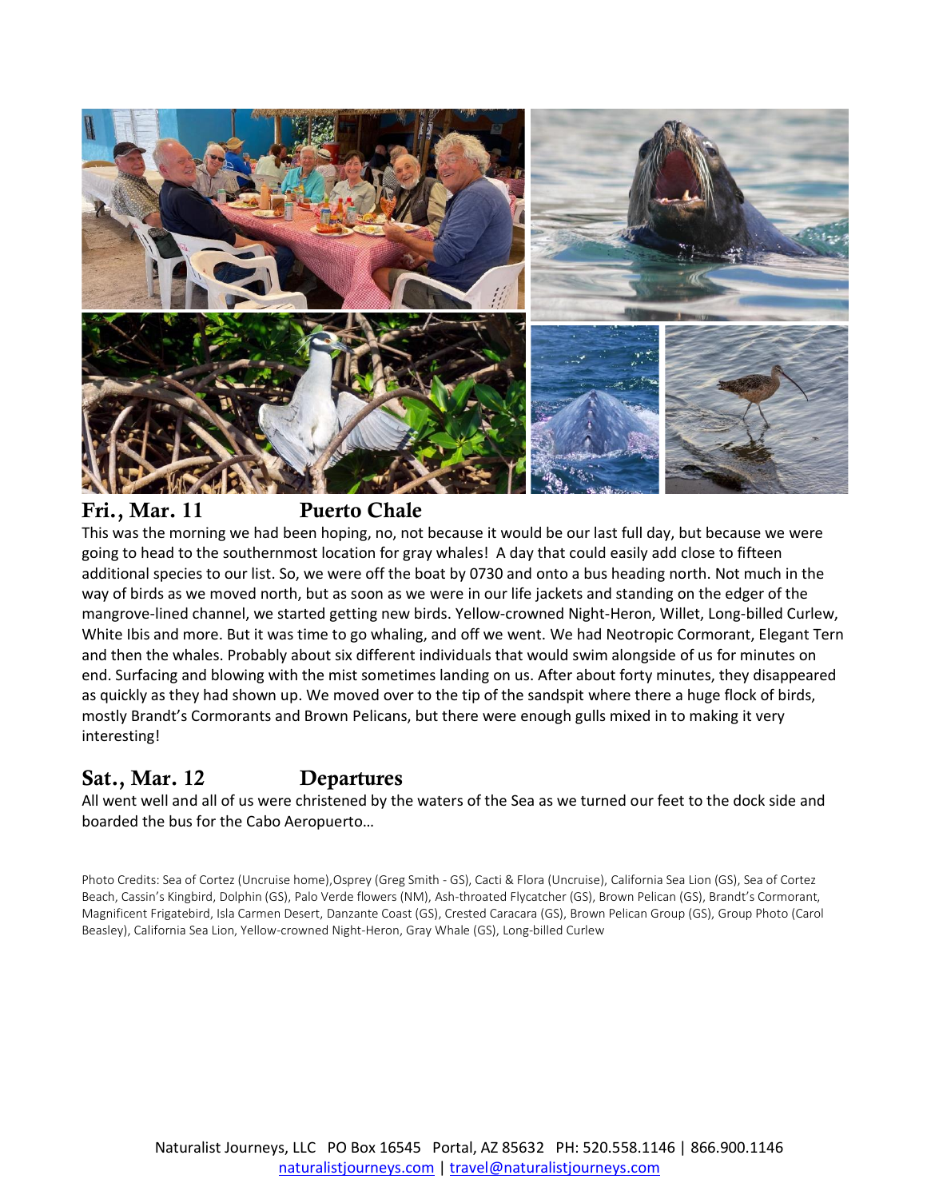## Fri., Mar. 11 Puerto Chale

This was the morning we had been hoping, no, not because it would be our last full day, but because we were going to head to the southernmost location for gray whales! A day that could easily add close to fifteen additional species to our list. So, we were off the boat by 0730 and onto a bus heading north. Not much in the way of birds as we moved north, but as soon as we were in our life jackets and standing on the edger of the mangrove-lined channel, we started getting new birds. Yellow-crowned Night-Heron, Willet, Long-billed Curlew, White Ibis and more. But it was time to go whaling, and off we went. We had Neotropic Cormorant, Elegant Tern and then the whales. Probably about six different individuals that would swim alongside of us for minutes on end. Surfacing and blowing with the mist sometimes landing on us. After about forty minutes, they disappeared as quickly as they had shown up. We moved over to the tip of the sandspit where there a huge flock of birds, mostly Brandt's Cormorants and Brown Pelicans, but there were enough gulls mixed in to making it very interesting!

## Sat., Mar. 12 Departures

All went well and all of us were christened by the waters of the Sea as we turned our feet to the dock side and boarded the bus for the Cabo Aeropuerto…

Photo Credits: Sea of Cortez (Uncruise home),Osprey (Greg Smith - GS), Cacti & Flora (Uncruise), California Sea Lion (GS), Sea of Cortez Beach, Cassin's Kingbird, Dolphin (GS), Palo Verde flowers (NM), Ash-throated Flycatcher (GS), Brown Pelican (GS), Brandt's Cormorant, Magnificent Frigatebird, Isla Carmen Desert, Danzante Coast (GS), Crested Caracara (GS), Brown Pelican Group (GS), Group Photo (Carol Beasley), California Sea Lion, Yellow-crowned Night-Heron, Gray Whale (GS), Long-billed Curlew